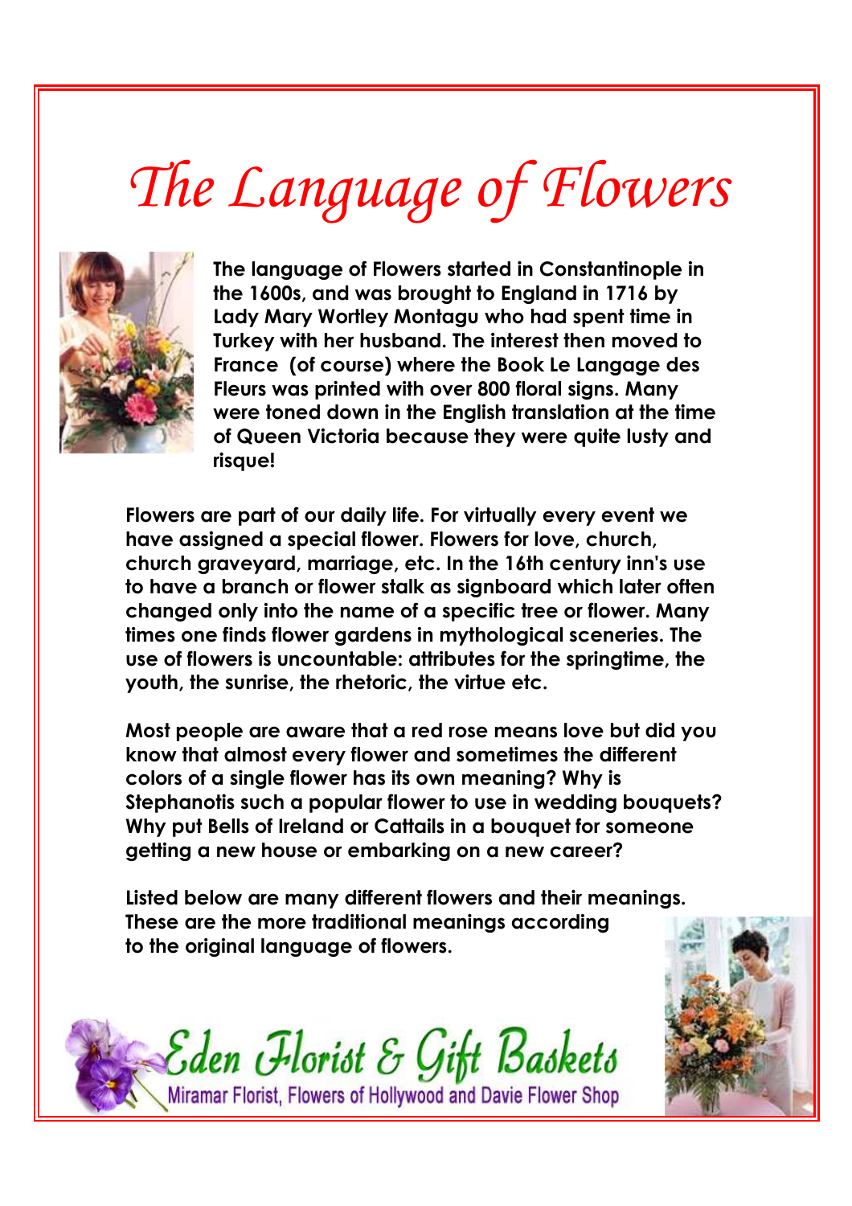# The Language of Flowers

**The language of Flowers started in Constantinople in the 1600s, and was brought to England in 1716 by Lady Mary Wortley Montagu who had spent time in Turkey with her husband. The interest then moved to France (of course) where the Book Le Langage des Fleurs was printed with over 800 floral signs. Many were toned down in the English translation at the time of Queen Victoria because they were quite lusty and risque!**

**Flowers are part of our daily life. For virtually every event we have assigned a special flower. Flowers for love, church, church graveyard, marriage, etc. In the 16th century inn's use to have a branch or flower stalk as signboard which later often changed only into the name of a specific tree or flower. Many times one finds flower gardens in mythological sceneries. The use of flowers is uncountable: attributes for the springtime, the youth, the sunrise, the rhetoric, the virtue etc.**

**Most people are aware that a red rose means love but did you know that almost every flower and sometimes the different colors of a single flower has its own meaning? Why is Stephanotis such a popular flower to use in wedding bouquets? Why put Bells of Ireland or Cattails in a bouquet for someone getting a new house or embarking on a new career?**

**Listed below are many different flowers and their meanings. These are the more traditional meanings according to the original language of flowers.**

*Eden Florist & Gift Baskets*

Miramar Florist, Flowers of Hollywood and Davie Flower Shop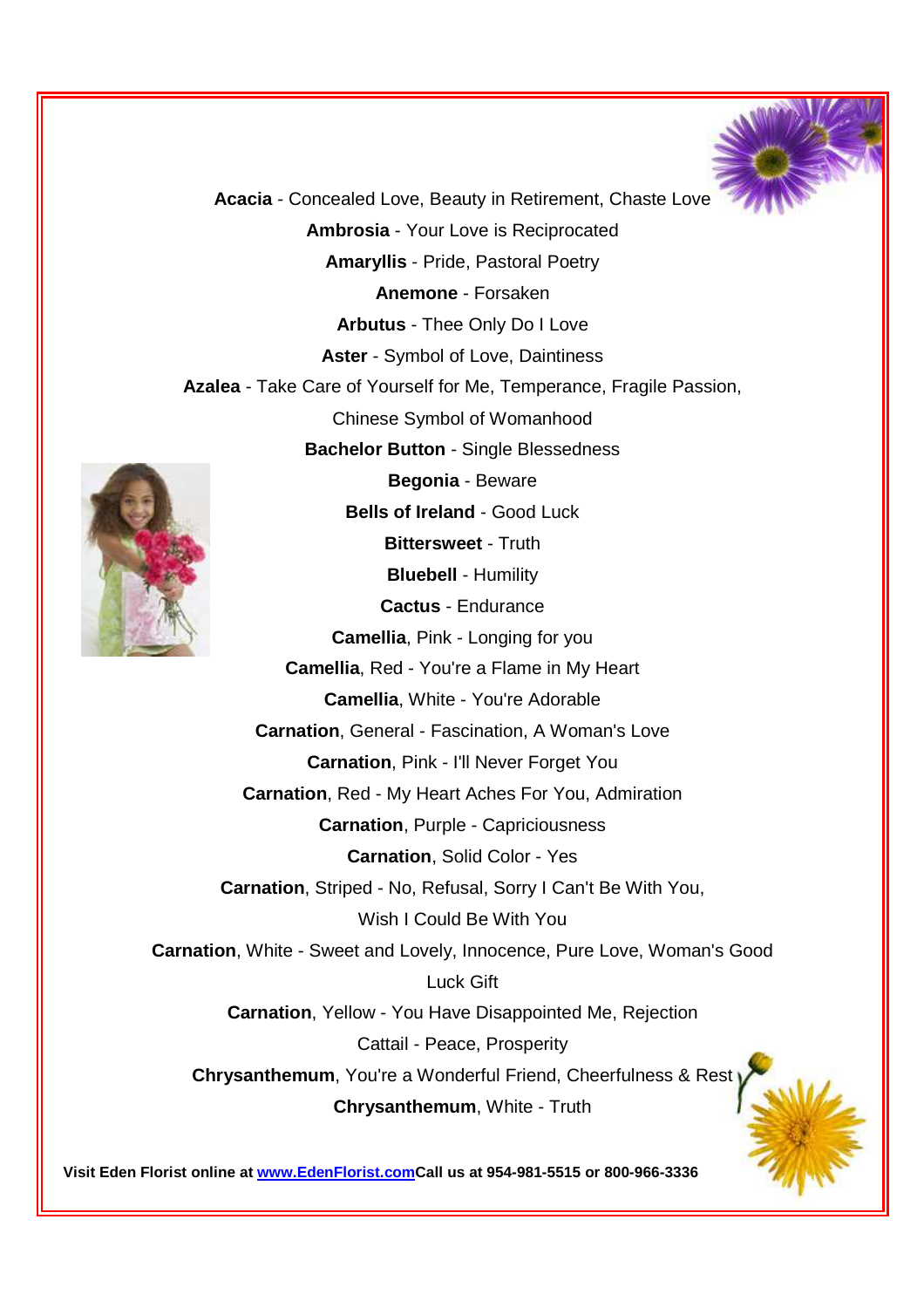**Acacia** - Concealed Love, Beauty in Retirement, Chaste Love

**Ambrosia** - Your Love is Reciprocated

**Amaryllis** - Pride, Pastoral Poetry

**Anemone** - Forsaken

**Arbutus** - Thee Only Do I Love

**Aster** - Symbol of Love, Daintiness

**Azalea** - Take Care of Yourself for Me, Temperance, Fragile Passion, Chinese Symbol of Womanhood

**Bachelor Button** - Single Blessedness

**Begonia** - Beware

**Bells of Ireland** - Good Luck

**Bittersweet** - Truth

**Bluebell** - Humility

**Cactus** - Endurance

**Camellia**, Pink - Longing for you

**Camellia**, Red - You're a Flame in My Heart

**Camellia**, White - You're Adorable

**Carnation**, General - Fascination, A Woman's Love

**Carnation**, Pink - I'll Never Forget You

**Carnation**, Red - My Heart Aches For You, Admiration

**Carnation**, Purple - Capriciousness

**Carnation**, Solid Color - Yes

**Carnation**, Striped - No, Refusal, Sorry I Can't Be With You, Wish I Could Be With You

**Carnation**, White - Sweet and Lovely, Innocence, Pure Love, Woman's Good Luck Gift

**Carnation**, Yellow - You Have Disappointed Me, Rejection

Cattail - Peace, Prosperity

**Chrysanthemum**, You're a Wonderful Friend, Cheerfulness & Rest

**Chrysanthemum**, White - Truth

**Visit Eden Florist online at www.EdenFlorist.com Call us at 954-981-5515 or 800-966-3336**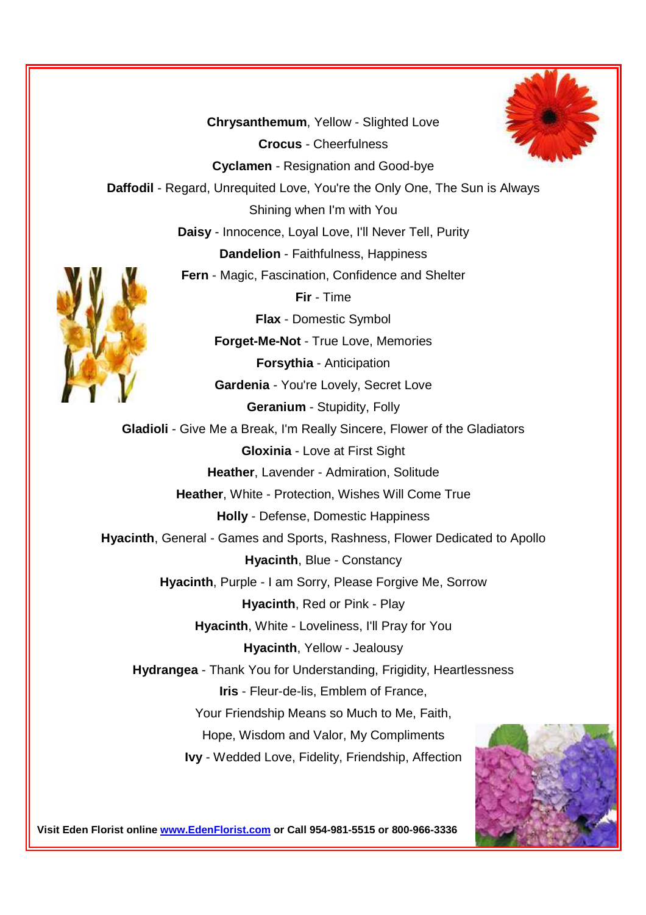**Chrysanthemum**, Yellow - Slighted Love

**Crocus** - Cheerfulness

**Cyclamen** - Resignation and Good-bye

**Daffodil** - Regard, Unrequited Love, You're the Only One, The Sun is Always Shining when I'm with You

**Daisy** - Innocence, Loyal Love, I'll Never Tell, Purity

**Dandelion** - Faithfulness, Happiness

**Fern** - Magic, Fascination, Confidence and Shelter

**Fir** - Time

**Flax** - Domestic Symbol

**Forget-Me-Not** - True Love, Memories

**Forsythia** - Anticipation

**Gardenia** - You're Lovely, Secret Love

**Geranium** - Stupidity, Folly

**Gladioli** - Give Me a Break, I'm Really Sincere, Flower of the Gladiators

**Gloxinia** - Love at First Sight

**Heather**, Lavender - Admiration, Solitude

**Heather**, White - Protection, Wishes Will Come True

**Holly** - Defense, Domestic Happiness

**Hyacinth**, General - Games and Sports, Rashness, Flower Dedicated to Apollo

**Hyacinth**, Blue - Constancy

**Hyacinth**, Purple - I am Sorry, Please Forgive Me, Sorrow

**Hyacinth**, Red or Pink - Play

**Hyacinth**, White - Loveliness, I'll Pray for You

**Hyacinth**, Yellow - Jealousy

**Hydrangea** - Thank You for Understanding, Frigidity, Heartlessness

**Iris** - Fleur-de-lis, Emblem of France, Your Friendship Means so Much to Me, Faith, Hope, Wisdom and Valor, My Compliments

**Ivy** - Wedded Love, Fidelity, Friendship, Affection

**Visit Eden Florist online [www.EdenFlorist.com](http://www.EdenFlorist.com) or Call 954-981-5515 or 800-966-3336**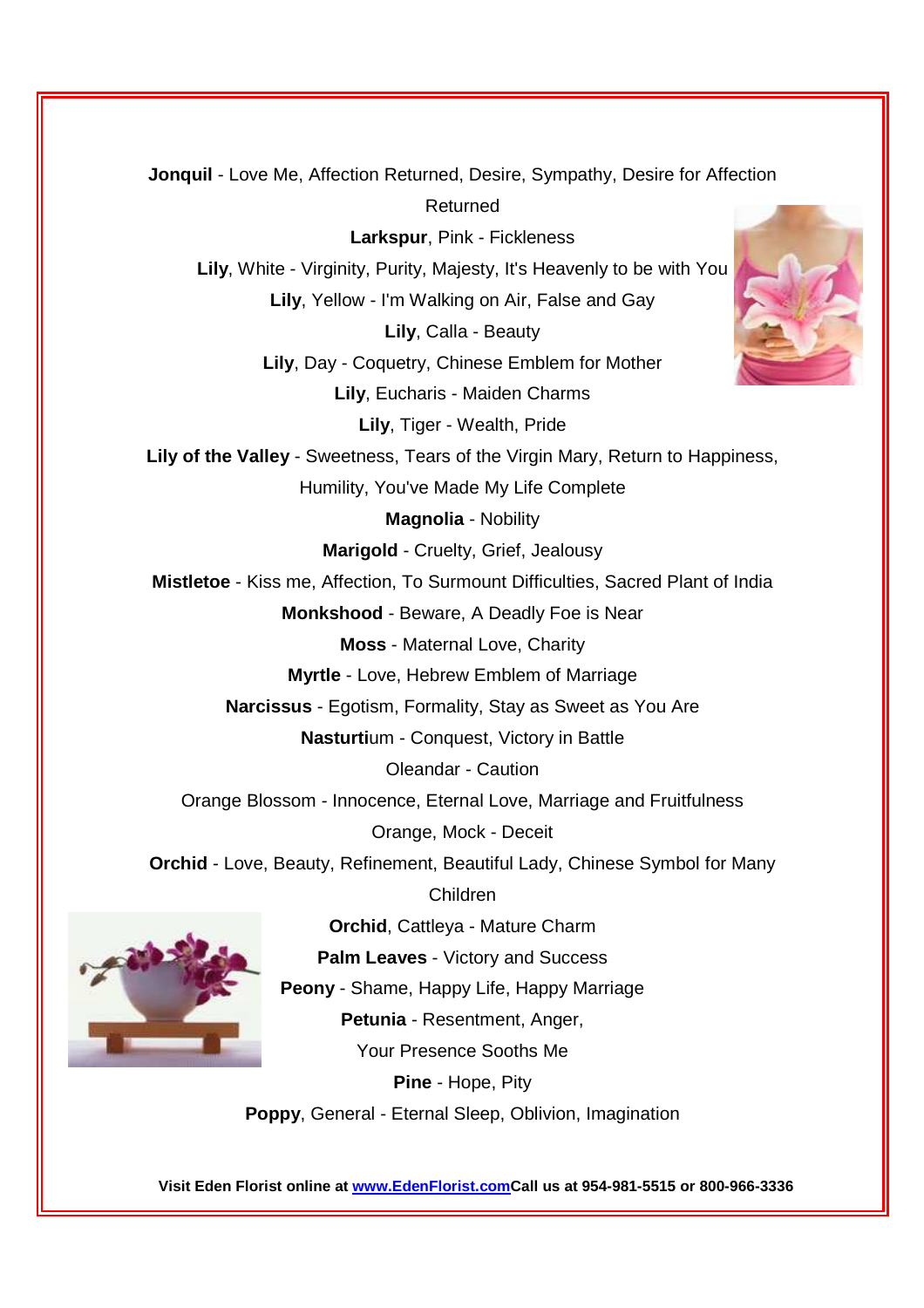**Jonquil** - Love Me, Affection Returned, Desire, Sympathy, Desire for Affection Returned

**Larkspur**, Pink - Fickleness

**Lily**, White - Virginity, Purity, Majesty, It's Heavenly to be with You

**Lily**, Yellow - I'm Walking on Air, False and Gay

**Lily**, Calla - Beauty

**Lily**, Day - Coquetry, Chinese Emblem for Mother

**Lily**, Eucharis - Maiden Charms

**Lily**, Tiger - Wealth, Pride

**Lily of the Valley** - Sweetness, Tears of the Virgin Mary, Return to Happiness, Humility, You've Made My Life Complete

**Magnolia** - Nobility

**Marigold** - Cruelty, Grief, Jealousy

**Mistletoe** - Kiss me, Affection, To Surmount Difficulties, Sacred Plant of India

**Monkshood** - Beware, A Deadly Foe is Near

**Moss** - Maternal Love, Charity

**Myrtle** - Love, Hebrew Emblem of Marriage

**Narcissus** - Egotism, Formality, Stay as Sweet as You Are

**Nasturti**um - Conquest, Victory in Battle

Oleandar - Caution

Orange Blossom - Innocence, Eternal Love, Marriage and Fruitfulness

Orange, Mock - Deceit

**Orchid** - Love, Beauty, Refinement, Beautiful Lady, Chinese Symbol for Many Children

**Orchid**, Cattleya - Mature Charm

**Palm Leaves** - Victory and Success

**Peony** - Shame, Happy Life, Happy Marriage

**Petunia** - Resentment, Anger, Your Presence Sooths Me

**Pine** - Hope, Pity

**Poppy**, General - Eternal Sleep, Oblivion, Imagination

**Visit Eden Florist online at www.EdenFlorist.com Call us at 954-981-5515 or 800-966-3336**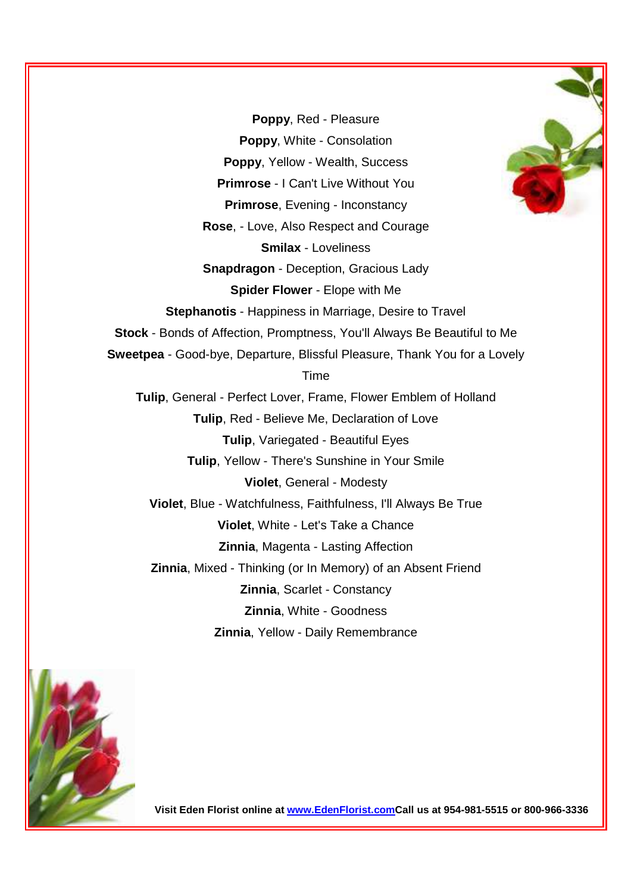**Poppy**, Red - Pleasure

**Poppy**, White - Consolation

**Poppy**, Yellow - Wealth, Success

**Primrose** - I Can't Live Without You

**Primrose**, Evening - Inconstancy

**Rose**, - Love, Also Respect and Courage

**Smilax** - Loveliness

**Snapdragon** - Deception, Gracious Lady

**Spider Flower** - Elope with Me

**Stephanotis** - Happiness in Marriage, Desire to Travel

**Stock** - Bonds of Affection, Promptness, You'll Always Be Beautiful to Me

**Sweetpea** - Good-bye, Departure, Blissful Pleasure, Thank You for a Lovely Time

**Tulip**, General - Perfect Lover, Frame, Flower Emblem of Holland

**Tulip**, Red - Believe Me, Declaration of Love

**Tulip**, Variegated - Beautiful Eyes

**Tulip**, Yellow - There's Sunshine in Your Smile

**Violet**, General - Modesty

**Violet**, Blue - Watchfulness, Faithfulness, I'll Always Be True

**Violet**, White - Let's Take a Chance

**Zinnia**, Magenta - Lasting Affection

**Zinnia**, Mixed - Thinking (or In Memory) of an Absent Friend

**Zinnia**, Scarlet - Constancy

**Zinnia**, White - Goodness

**Zinnia**, Yellow - Daily Remembrance

**Visit Eden Florist online at [www.EdenFlorist.com](http://www.EdenFlorist.com)Call us at 954-981-5515 or 800-966-3336**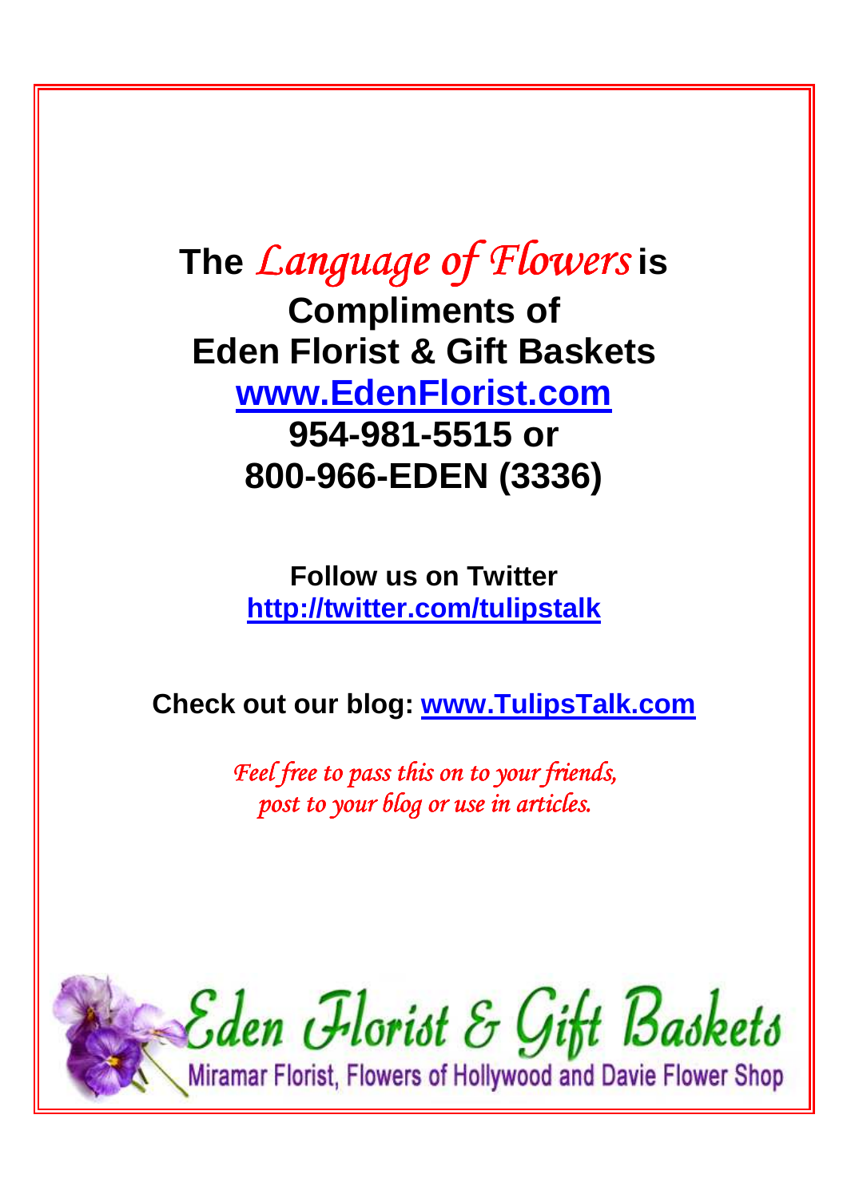**The *Language of Flowers* is Compliments of**
**Eden Florist & Gift Baskets**
**[www.EdenFlorist.com](http://www.EdenFlorist.com)**
**954-981-5515 or**
**800-966-EDEN (3336)**

**Follow us on Twitter**
**[http://twitter.com/tulipstalk](http://twitter.com/tulipstalk)**

**Check out our blog: [www.TulipsTalk.com](http://www.TulipsTalk.com)**

*Feel free to pass this on to your friends, post to your blog or use in articles.*

Eden Florist & Gift Baskets
Miramar Florist, Flowers of Hollywood and Davie Flower Shop